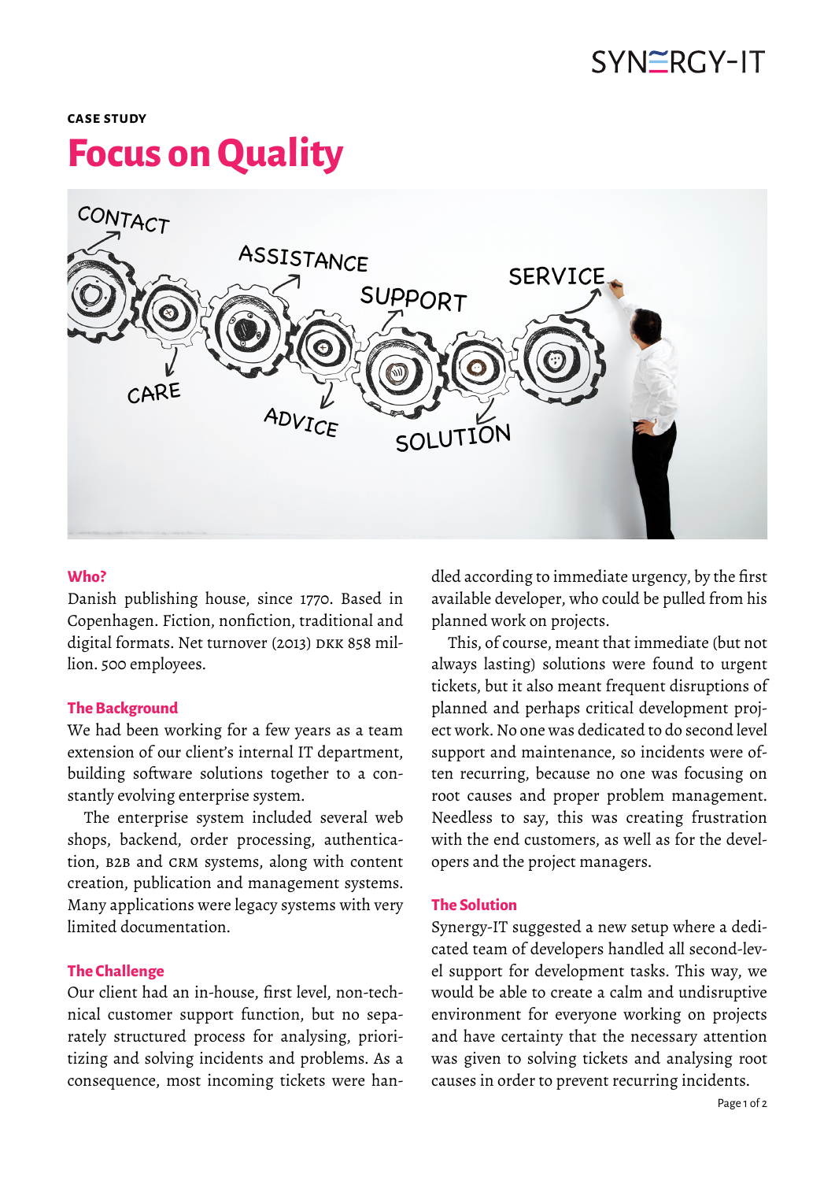**CASE STUDY**

# Focus on Quality

## Who?

Danish publishing house, since 1770. Based in Copenhagen. Fiction, nonfiction, traditional and digital formats. Net turnover (2013) DKK 858 million. 500 employees.

## The Background

We had been working for a few years as a team extension of our client's internal IT department, building software solutions together to a constantly evolving enterprise system.

The enterprise system included several web shops, backend, order processing, authentication, B2B and CRM systems, along with content creation, publication and management systems. Many applications were legacy systems with very limited documentation.

## The Challenge

Our client had an in-house, first level, non-technical customer support function, but no separately structured process for analysing, prioritizing and solving incidents and problems. As a consequence, most incoming tickets were handled according to immediate urgency, by the first available developer, who could be pulled from his planned work on projects.

This, of course, meant that immediate (but not always lasting) solutions were found to urgent tickets, but it also meant frequent disruptions of planned and perhaps critical development project work. No one was dedicated to do second level support and maintenance, so incidents were often recurring, because no one was focusing on root causes and proper problem management. Needless to say, this was creating frustration with the end customers, as well as for the developers and the project managers.

## The Solution

Synergy-IT suggested a new setup where a dedicated team of developers handled all second-level support for development tasks. This way, we would be able to create a calm and undisruptive environment for everyone working on projects and have certainty that the necessary attention was given to solving tickets and analysing root causes in order to prevent recurring incidents.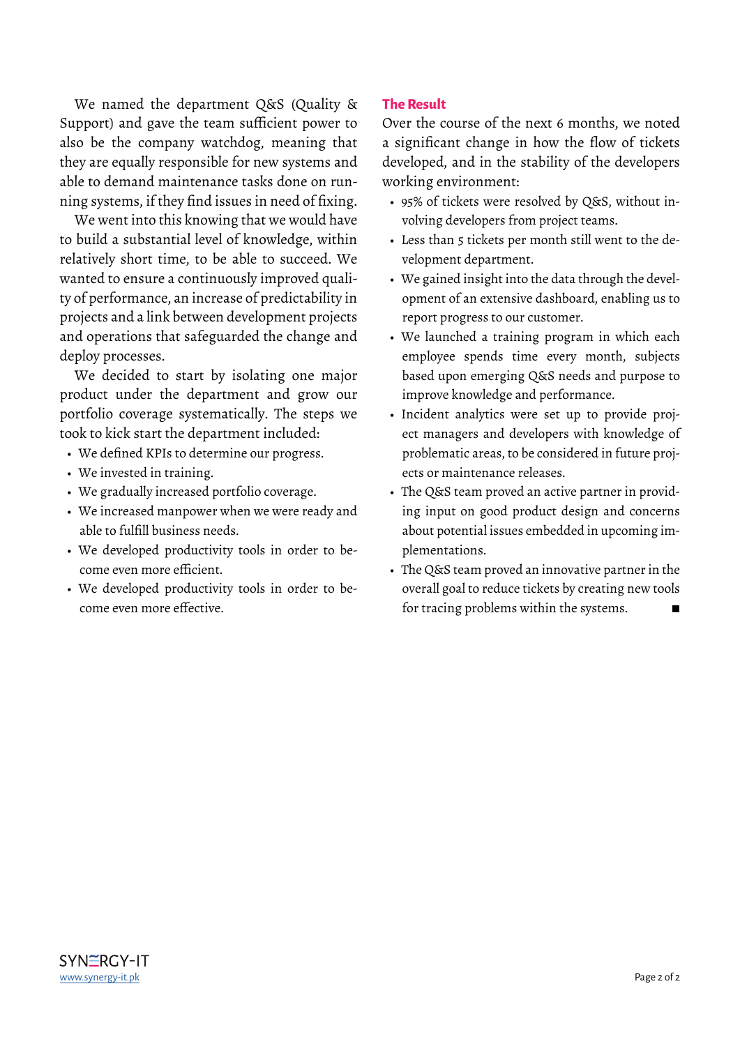We named the department Q&S (Quality & Support) and gave the team sufficient power to also be the company watchdog, meaning that they are equally responsible for new systems and able to demand maintenance tasks done on running systems, if they find issues in need of fixing.

We went into this knowing that we would have to build a substantial level of knowledge, within relatively short time, to be able to succeed. We wanted to ensure a continuously improved quality of performance, an increase of predictability in projects and a link between development projects and operations that safeguarded the change and deploy processes.

We decided to start by isolating one major product under the department and grow our portfolio coverage systematically. The steps we took to kick start the department included:

- We defined KPIs to determine our progress.
- We invested in training.
- We gradually increased portfolio coverage.
- We increased manpower when we were ready and able to fulfill business needs.
- We developed productivity tools in order to become even more efficient.
- We developed productivity tools in order to become even more effective.

## The Result

Over the course of the next 6 months, we noted a significant change in how the flow of tickets developed, and in the stability of the developers working environment:

- 95% of tickets were resolved by Q&S, without involving developers from project teams.
- Less than 5 tickets per month still went to the development department.
- We gained insight into the data through the development of an extensive dashboard, enabling us to report progress to our customer.
- We launched a training program in which each employee spends time every month, subjects based upon emerging Q&S needs and purpose to improve knowledge and performance.
- Incident analytics were set up to provide project managers and developers with knowledge of problematic areas, to be considered in future projects or maintenance releases.
- The Q&S team proved an active partner in providing input on good product design and concerns about potential issues embedded in upcoming implementations.
- The Q&S team proved an innovative partner in the overall goal to reduce tickets by creating new tools for tracing problems within the systems. ■

SYNERGY-IT
www.synergy-it.pk